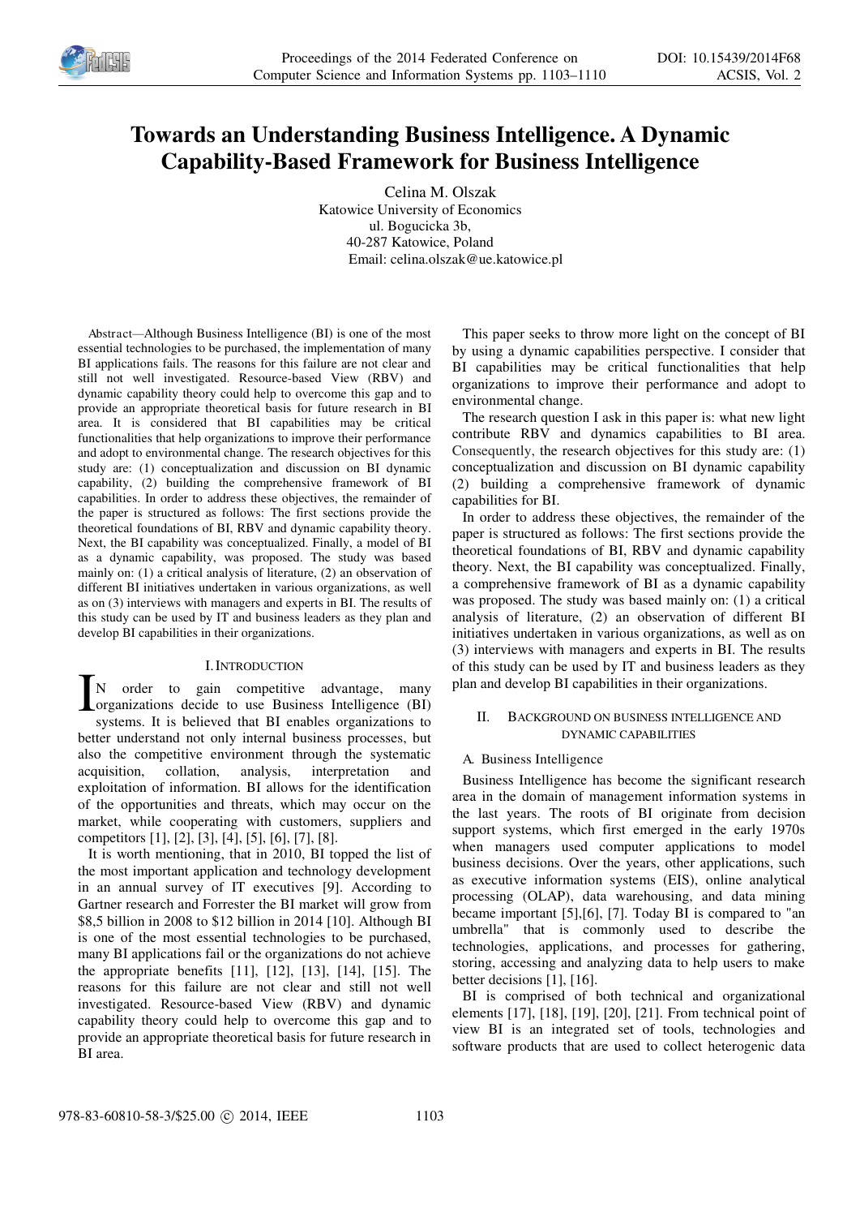# Towards an Understanding Business Intelligence. A Dynamic Capability-Based Framework for Business Intelligence

Celina M. Olszak
Katowice University of Economics
ul. Bogucicka 3b,
40-287 Katowice, Poland
Email: celina.olszak@ue.katowice.pl

*Abstract*—Although Business Intelligence (BI) is one of the most essential technologies to be purchased, the implementation of many BI applications fails. The reasons for this failure are not clear and still not well investigated. Resource-based View (RBV) and dynamic capability theory could help to overcome this gap and to provide an appropriate theoretical basis for future research in BI area. It is considered that BI capabilities may be critical functionalities that help organizations to improve their performance and adopt to environmental change. The research objectives for this study are: (1) conceptualization and discussion on BI dynamic capability, (2) building the comprehensive framework of BI capabilities. In order to address these objectives, the remainder of the paper is structured as follows: The first sections provide the theoretical foundations of BI, RBV and dynamic capability theory. Next, the BI capability was conceptualized. Finally, a model of BI as a dynamic capability, was proposed. The study was based mainly on: (1) a critical analysis of literature, (2) an observation of different BI initiatives undertaken in various organizations, as well as on (3) interviews with managers and experts in BI. The results of this study can be used by IT and business leaders as they plan and develop BI capabilities in their organizations.

## I. Introduction

IN order to gain competitive advantage, many organizations decide to use Business Intelligence (BI) systems. It is believed that BI enables organizations to better understand not only internal business processes, but also the competitive environment through the systematic acquisition, collation, analysis, interpretation and exploitation of information. BI allows for the identification of the opportunities and threats, which may occur on the market, while cooperating with customers, suppliers and competitors [1], [2], [3], [4], [5], [6], [7], [8].

It is worth mentioning, that in 2010, BI topped the list of the most important application and technology development in an annual survey of IT executives [9]. According to Gartner research and Forrester the BI market will grow from $8,5 billion in 2008 to $12 billion in 2014 [10]. Although BI is one of the most essential technologies to be purchased, many BI applications fail or the organizations do not achieve the appropriate benefits [11], [12], [13], [14], [15]. The reasons for this failure are not clear and still not well investigated. Resource-based View (RBV) and dynamic capability theory could help to overcome this gap and to provide an appropriate theoretical basis for future research in BI area.

This paper seeks to throw more light on the concept of BI by using a dynamic capabilities perspective. I consider that BI capabilities may be critical functionalities that help organizations to improve their performance and adopt to environmental change.

The research question I ask in this paper is: what new light contribute RBV and dynamics capabilities to BI area. Consequently, the research objectives for this study are: (1) conceptualization and discussion on BI dynamic capability (2) building a comprehensive framework of dynamic capabilities for BI.

In order to address these objectives, the remainder of the paper is structured as follows: The first sections provide the theoretical foundations of BI, RBV and dynamic capability theory. Next, the BI capability was conceptualized. Finally, a comprehensive framework of BI as a dynamic capability was proposed. The study was based mainly on: (1) a critical analysis of literature, (2) an observation of different BI initiatives undertaken in various organizations, as well as on (3) interviews with managers and experts in BI. The results of this study can be used by IT and business leaders as they plan and develop BI capabilities in their organizations.

## II. Background on Business Intelligence and Dynamic Capabilities

### A. Business Intelligence

Business Intelligence has become the significant research area in the domain of management information systems in the last years. The roots of BI originate from decision support systems, which first emerged in the early 1970s when managers used computer applications to model business decisions. Over the years, other applications, such as executive information systems (EIS), online analytical processing (OLAP), data warehousing, and data mining became important [5],[6], [7]. Today BI is compared to "an umbrella" that is commonly used to describe the technologies, applications, and processes for gathering, storing, accessing and analyzing data to help users to make better decisions [1], [16].

BI is comprised of both technical and organizational elements [17], [18], [19], [20], [21]. From technical point of view BI is an integrated set of tools, technologies and software products that are used to collect heterogenic data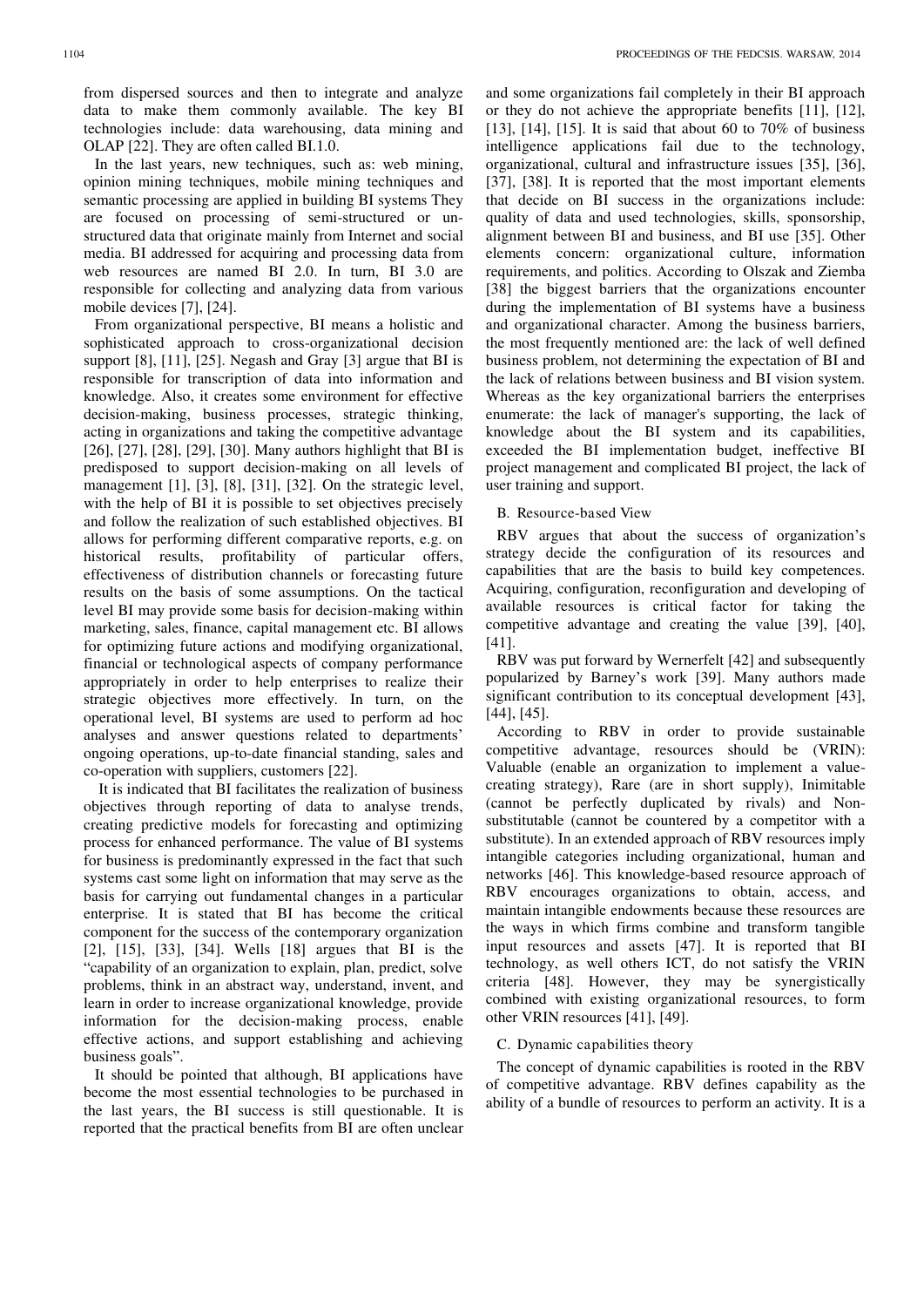from dispersed sources and then to integrate and analyze data to make them commonly available. The key BI technologies include: data warehousing, data mining and OLAP [22]. They are often called BI.1.0.

In the last years, new techniques, such as: web mining, opinion mining techniques, mobile mining techniques and semantic processing are applied in building BI systems They are focused on processing of semi-structured or unstructured data that originate mainly from Internet and social media. BI addressed for acquiring and processing data from web resources are named BI 2.0. In turn, BI 3.0 are responsible for collecting and analyzing data from various mobile devices [7], [24].

From organizational perspective, BI means a holistic and sophisticated approach to cross-organizational decision support [8], [11], [25]. Negash and Gray [3] argue that BI is responsible for transcription of data into information and knowledge. Also, it creates some environment for effective decision-making, business processes, strategic thinking, acting in organizations and taking the competitive advantage [26], [27], [28], [29], [30]. Many authors highlight that BI is predisposed to support decision-making on all levels of management [1], [3], [8], [31], [32]. On the strategic level, with the help of BI it is possible to set objectives precisely and follow the realization of such established objectives. BI allows for performing different comparative reports, e.g. on historical results, profitability of particular offers, effectiveness of distribution channels or forecasting future results on the basis of some assumptions. On the tactical level BI may provide some basis for decision-making within marketing, sales, finance, capital management etc. BI allows for optimizing future actions and modifying organizational, financial or technological aspects of company performance appropriately in order to help enterprises to realize their strategic objectives more effectively. In turn, on the operational level, BI systems are used to perform ad hoc analyses and answer questions related to departments' ongoing operations, up-to-date financial standing, sales and co-operation with suppliers, customers [22].

It is indicated that BI facilitates the realization of business objectives through reporting of data to analyse trends, creating predictive models for forecasting and optimizing process for enhanced performance. The value of BI systems for business is predominantly expressed in the fact that such systems cast some light on information that may serve as the basis for carrying out fundamental changes in a particular enterprise. It is stated that BI has become the critical component for the success of the contemporary organization [2], [15], [33], [34]. Wells [18] argues that BI is the "capability of an organization to explain, plan, predict, solve problems, think in an abstract way, understand, invent, and learn in order to increase organizational knowledge, provide information for the decision-making process, enable effective actions, and support establishing and achieving business goals".

It should be pointed that although, BI applications have become the most essential technologies to be purchased in the last years, the BI success is still questionable. It is reported that the practical benefits from BI are often unclear and some organizations fail completely in their BI approach or they do not achieve the appropriate benefits [11], [12], [13], [14], [15]. It is said that about 60 to 70% of business intelligence applications fail due to the technology, organizational, cultural and infrastructure issues [35], [36], [37], [38]. It is reported that the most important elements that decide on BI success in the organizations include: quality of data and used technologies, skills, sponsorship, alignment between BI and business, and BI use [35]. Other elements concern: organizational culture, information requirements, and politics. According to Olszak and Ziemba [38] the biggest barriers that the organizations encounter during the implementation of BI systems have a business and organizational character. Among the business barriers, the most frequently mentioned are: the lack of well defined business problem, not determining the expectation of BI and the lack of relations between business and BI vision system. Whereas as the key organizational barriers the enterprises enumerate: the lack of manager's supporting, the lack of knowledge about the BI system and its capabilities, exceeded the BI implementation budget, ineffective BI project management and complicated BI project, the lack of user training and support.

### B. Resource-based View

RBV argues that about the success of organization's strategy decide the configuration of its resources and capabilities that are the basis to build key competences. Acquiring, configuration, reconfiguration and developing of available resources is critical factor for taking the competitive advantage and creating the value [39], [40], [41].

RBV was put forward by Wernerfelt [42] and subsequently popularized by Barney's work [39]. Many authors made significant contribution to its conceptual development [43], [44], [45].

According to RBV in order to provide sustainable competitive advantage, resources should be (VRIN): Valuable (enable an organization to implement a value-creating strategy), Rare (are in short supply), Inimitable (cannot be perfectly duplicated by rivals) and Non-substitutable (cannot be countered by a competitor with a substitute). In an extended approach of RBV resources imply intangible categories including organizational, human and networks [46]. This knowledge-based resource approach of RBV encourages organizations to obtain, access, and maintain intangible endowments because these resources are the ways in which firms combine and transform tangible input resources and assets [47]. It is reported that BI technology, as well others ICT, do not satisfy the VRIN criteria [48]. However, they may be synergistically combined with existing organizational resources, to form other VRIN resources [41], [49].

### C. Dynamic capabilities theory

The concept of dynamic capabilities is rooted in the RBV of competitive advantage. RBV defines capability as the ability of a bundle of resources to perform an activity. It is a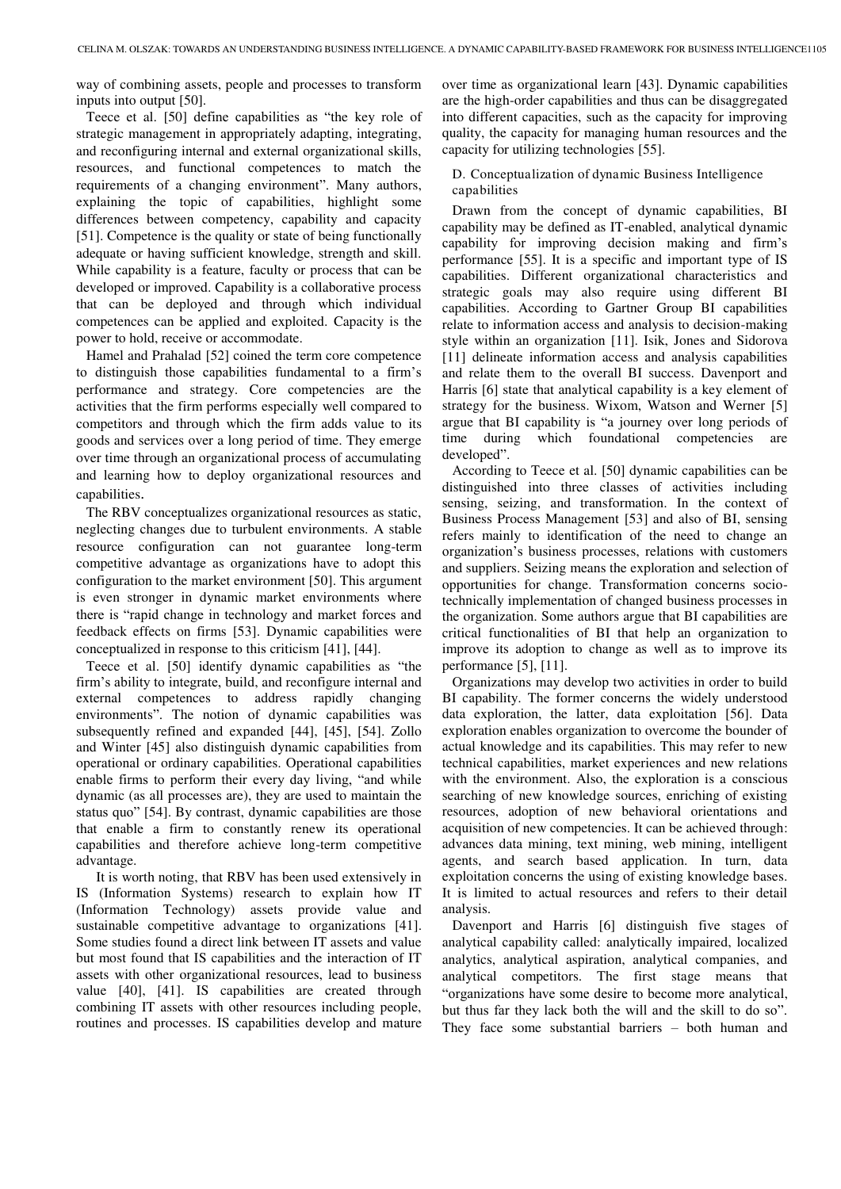way of combining assets, people and processes to transform inputs into output [50].

Teece et al. [50] define capabilities as "the key role of strategic management in appropriately adapting, integrating, and reconfiguring internal and external organizational skills, resources, and functional competences to match the requirements of a changing environment". Many authors, explaining the topic of capabilities, highlight some differences between competency, capability and capacity [51]. Competence is the quality or state of being functionally adequate or having sufficient knowledge, strength and skill. While capability is a feature, faculty or process that can be developed or improved. Capability is a collaborative process that can be deployed and through which individual competences can be applied and exploited. Capacity is the power to hold, receive or accommodate.

Hamel and Prahalad [52] coined the term core competence to distinguish those capabilities fundamental to a firm's performance and strategy. Core competencies are the activities that the firm performs especially well compared to competitors and through which the firm adds value to its goods and services over a long period of time. They emerge over time through an organizational process of accumulating and learning how to deploy organizational resources and capabilities.

The RBV conceptualizes organizational resources as static, neglecting changes due to turbulent environments. A stable resource configuration can not guarantee long-term competitive advantage as organizations have to adopt this configuration to the market environment [50]. This argument is even stronger in dynamic market environments where there is "rapid change in technology and market forces and feedback effects on firms [53]. Dynamic capabilities were conceptualized in response to this criticism [41], [44].

Teece et al. [50] identify dynamic capabilities as "the firm's ability to integrate, build, and reconfigure internal and external competences to address rapidly changing environments". The notion of dynamic capabilities was subsequently refined and expanded [44], [45], [54]. Zollo and Winter [45] also distinguish dynamic capabilities from operational or ordinary capabilities. Operational capabilities enable firms to perform their every day living, "and while dynamic (as all processes are), they are used to maintain the status quo" [54]. By contrast, dynamic capabilities are those that enable a firm to constantly renew its operational capabilities and therefore achieve long-term competitive advantage.

It is worth noting, that RBV has been used extensively in IS (Information Systems) research to explain how IT (Information Technology) assets provide value and sustainable competitive advantage to organizations [41]. Some studies found a direct link between IT assets and value but most found that IS capabilities and the interaction of IT assets with other organizational resources, lead to business value [40], [41]. IS capabilities are created through combining IT assets with other resources including people, routines and processes. IS capabilities develop and mature over time as organizational learn [43]. Dynamic capabilities are the high-order capabilities and thus can be disaggregated into different capacities, such as the capacity for improving quality, the capacity for managing human resources and the capacity for utilizing technologies [55].

### D. Conceptualization of dynamic Business Intelligence capabilities

Drawn from the concept of dynamic capabilities, BI capability may be defined as IT-enabled, analytical dynamic capability for improving decision making and firm's performance [55]. It is a specific and important type of IS capabilities. Different organizational characteristics and strategic goals may also require using different BI capabilities. According to Gartner Group BI capabilities relate to information access and analysis to decision-making style within an organization [11]. Isik, Jones and Sidorova [11] delineate information access and analysis capabilities and relate them to the overall BI success. Davenport and Harris [6] state that analytical capability is a key element of strategy for the business. Wixom, Watson and Werner [5] argue that BI capability is "a journey over long periods of time during which foundational competencies are developed".

According to Teece et al. [50] dynamic capabilities can be distinguished into three classes of activities including sensing, seizing, and transformation. In the context of Business Process Management [53] and also of BI, sensing refers mainly to identification of the need to change an organization's business processes, relations with customers and suppliers. Seizing means the exploration and selection of opportunities for change. Transformation concerns socio-technically implementation of changed business processes in the organization. Some authors argue that BI capabilities are critical functionalities of BI that help an organization to improve its adoption to change as well as to improve its performance [5], [11].

Organizations may develop two activities in order to build BI capability. The former concerns the widely understood data exploration, the latter, data exploitation [56]. Data exploration enables organization to overcome the bounder of actual knowledge and its capabilities. This may refer to new technical capabilities, market experiences and new relations with the environment. Also, the exploration is a conscious searching of new knowledge sources, enriching of existing resources, adoption of new behavioral orientations and acquisition of new competencies. It can be achieved through: advances data mining, text mining, web mining, intelligent agents, and search based application. In turn, data exploitation concerns the using of existing knowledge bases. It is limited to actual resources and refers to their detail analysis.

Davenport and Harris [6] distinguish five stages of analytical capability called: analytically impaired, localized analytics, analytical aspiration, analytical companies, and analytical competitors. The first stage means that "organizations have some desire to become more analytical, but thus far they lack both the will and the skill to do so". They face some substantial barriers – both human and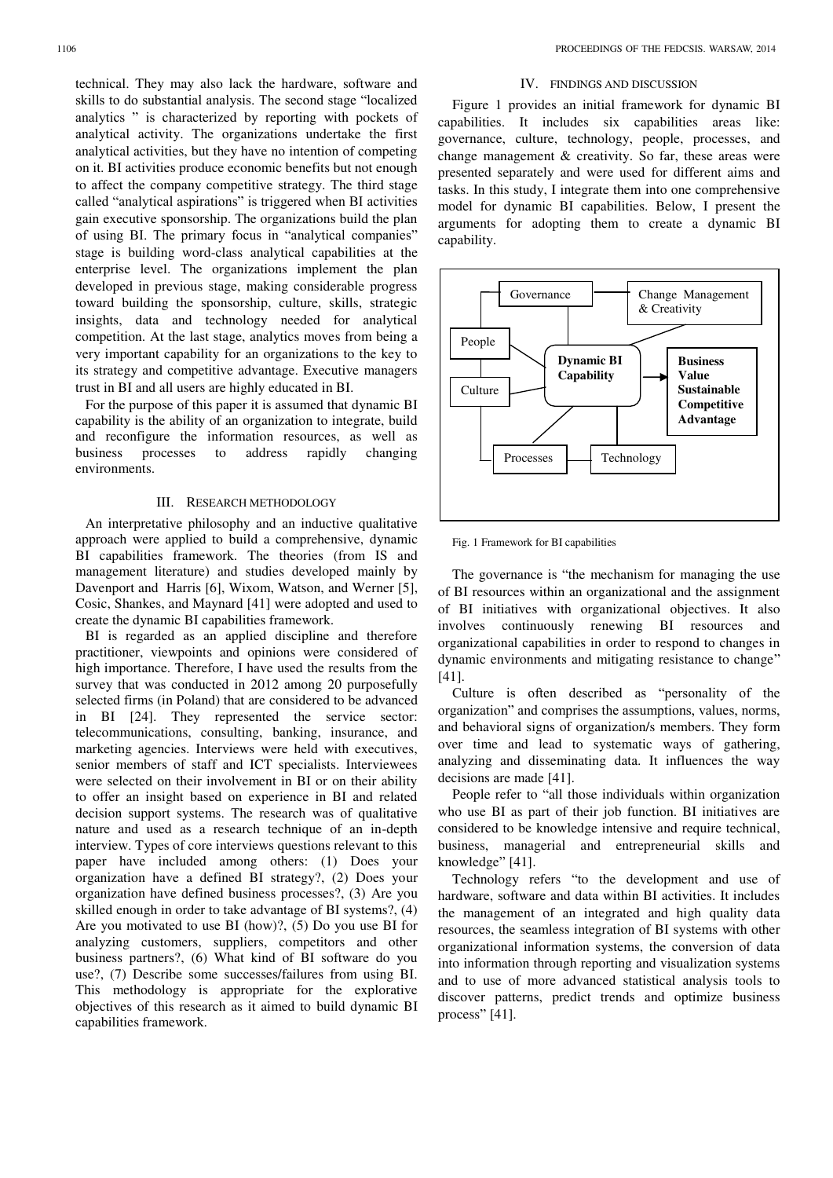technical. They may also lack the hardware, software and skills to do substantial analysis. The second stage "localized analytics " is characterized by reporting with pockets of analytical activity. The organizations undertake the first analytical activities, but they have no intention of competing on it. BI activities produce economic benefits but not enough to affect the company competitive strategy. The third stage called "analytical aspirations" is triggered when BI activities gain executive sponsorship. The organizations build the plan of using BI. The primary focus in "analytical companies" stage is building word-class analytical capabilities at the enterprise level. The organizations implement the plan developed in previous stage, making considerable progress toward building the sponsorship, culture, skills, strategic insights, data and technology needed for analytical competition. At the last stage, analytics moves from being a very important capability for an organizations to the key to its strategy and competitive advantage. Executive managers trust in BI and all users are highly educated in BI.

For the purpose of this paper it is assumed that dynamic BI capability is the ability of an organization to integrate, build and reconfigure the information resources, as well as business processes to address rapidly changing environments.

## III. Research Methodology

An interpretative philosophy and an inductive qualitative approach were applied to build a comprehensive, dynamic BI capabilities framework. The theories (from IS and management literature) and studies developed mainly by Davenport and Harris [6], Wixom, Watson, and Werner [5], Cosic, Shankes, and Maynard [41] were adopted and used to create the dynamic BI capabilities framework.

BI is regarded as an applied discipline and therefore practitioner, viewpoints and opinions were considered of high importance. Therefore, I have used the results from the survey that was conducted in 2012 among 20 purposefully selected firms (in Poland) that are considered to be advanced in BI [24]. They represented the service sector: telecommunications, consulting, banking, insurance, and marketing agencies. Interviews were held with executives, senior members of staff and ICT specialists. Interviewees were selected on their involvement in BI or on their ability to offer an insight based on experience in BI and related decision support systems. The research was of qualitative nature and used as a research technique of an in-depth interview. Types of core interviews questions relevant to this paper have included among others: (1) Does your organization have a defined BI strategy?, (2) Does your organization have defined business processes?, (3) Are you skilled enough in order to take advantage of BI systems?, (4) Are you motivated to use BI (how)?, (5) Do you use BI for analyzing customers, suppliers, competitors and other business partners?, (6) What kind of BI software do you use?, (7) Describe some successes/failures from using BI. This methodology is appropriate for the explorative objectives of this research as it aimed to build dynamic BI capabilities framework.

## IV. Findings and Discussion

Figure 1 provides an initial framework for dynamic BI capabilities. It includes six capabilities areas like: governance, culture, technology, people, processes, and change management & creativity. So far, these areas were presented separately and were used for different aims and tasks. In this study, I integrate them into one comprehensive model for dynamic BI capabilities. Below, I present the arguments for adopting them to create a dynamic BI capability.

Governance | Change Management & Creativity | People | Culture | **Dynamic BI Capability** → **Business Value Sustainable Competitive Advantage** | Processes | Technology

Fig. 1 Framework for BI capabilities

The governance is "the mechanism for managing the use of BI resources within an organizational and the assignment of BI initiatives with organizational objectives. It also involves continuously renewing BI resources and organizational capabilities in order to respond to changes in dynamic environments and mitigating resistance to change" [41].

Culture is often described as "personality of the organization" and comprises the assumptions, values, norms, and behavioral signs of organization/s members. They form over time and lead to systematic ways of gathering, analyzing and disseminating data. It influences the way decisions are made [41].

People refer to "all those individuals within organization who use BI as part of their job function. BI initiatives are considered to be knowledge intensive and require technical, business, managerial and entrepreneurial skills and knowledge" [41].

Technology refers "to the development and use of hardware, software and data within BI activities. It includes the management of an integrated and high quality data resources, the seamless integration of BI systems with other organizational information systems, the conversion of data into information through reporting and visualization systems and to use of more advanced statistical analysis tools to discover patterns, predict trends and optimize business process" [41].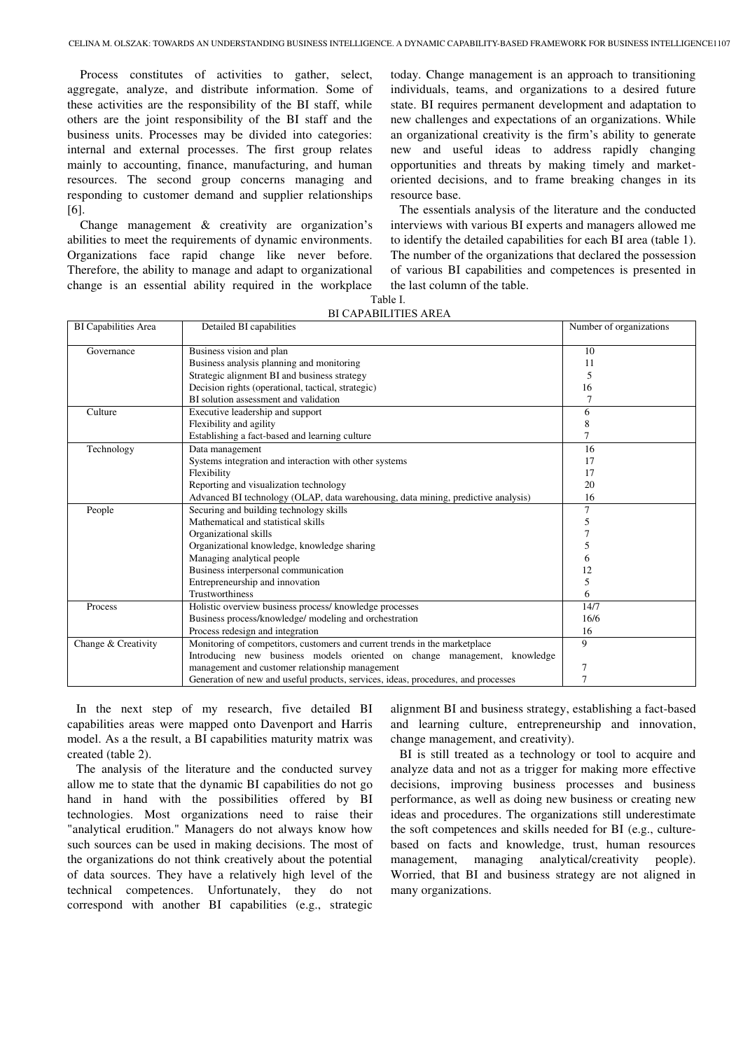Process constitutes of activities to gather, select, aggregate, analyze, and distribute information. Some of these activities are the responsibility of the BI staff, while others are the joint responsibility of the BI staff and the business units. Processes may be divided into categories: internal and external processes. The first group relates mainly to accounting, finance, manufacturing, and human resources. The second group concerns managing and responding to customer demand and supplier relationships [6].

Change management & creativity are organization's abilities to meet the requirements of dynamic environments. Organizations face rapid change like never before. Therefore, the ability to manage and adapt to organizational change is an essential ability required in the workplace today. Change management is an approach to transitioning individuals, teams, and organizations to a desired future state. BI requires permanent development and adaptation to new challenges and expectations of an organizations. While an organizational creativity is the firm's ability to generate new and useful ideas to address rapidly changing opportunities and threats by making timely and market-oriented decisions, and to frame breaking changes in its resource base.

The essentials analysis of the literature and the conducted interviews with various BI experts and managers allowed me to identify the detailed capabilities for each BI area (table 1). The number of the organizations that declared the possession of various BI capabilities and competences is presented in the last column of the table.

Table I.
BI CAPABILITIES AREA

| BI Capabilities Area | Detailed BI capabilities | Number of organizations |
|---|---|---|
| Governance | Business vision and plan | 10 |
| | Business analysis planning and monitoring | 11 |
| | Strategic alignment BI and business strategy | 5 |
| | Decision rights (operational, tactical, strategic) | 16 |
| | BI solution assessment and validation | 7 |
| Culture | Executive leadership and support | 6 |
| | Flexibility and agility | 8 |
| | Establishing a fact-based and learning culture | 7 |
| Technology | Data management | 16 |
| | Systems integration and interaction with other systems | 17 |
| | Flexibility | 17 |
| | Reporting and visualization technology | 20 |
| | Advanced BI technology (OLAP, data warehousing, data mining, predictive analysis) | 16 |
| People | Securing and building technology skills | 7 |
| | Mathematical and statistical skills | 5 |
| | Organizational skills | 7 |
| | Organizational knowledge, knowledge sharing | 5 |
| | Managing analytical people | 6 |
| | Business interpersonal communication | 12 |
| | Entrepreneurship and innovation | 5 |
| | Trustworthiness | 6 |
| Process | Holistic overview business process/ knowledge processes | 14/7 |
| | Business process/knowledge/ modeling and orchestration | 16/6 |
| | Process redesign and integration | 16 |
| Change & Creativity | Monitoring of competitors, customers and current trends in the marketplace | 9 |
| | Introducing new business models oriented on change management, knowledge management and customer relationship management | 7 |
| | Generation of new and useful products, services, ideas, procedures, and processes | 7 |

In the next step of my research, five detailed BI capabilities areas were mapped onto Davenport and Harris model. As a the result, a BI capabilities maturity matrix was created (table 2).

The analysis of the literature and the conducted survey allow me to state that the dynamic BI capabilities do not go hand in hand with the possibilities offered by BI technologies. Most organizations need to raise their "analytical erudition." Managers do not always know how such sources can be used in making decisions. The most of the organizations do not think creatively about the potential of data sources. They have a relatively high level of the technical competences. Unfortunately, they do not correspond with another BI capabilities (e.g., strategic alignment BI and business strategy, establishing a fact-based and learning culture, entrepreneurship and innovation, change management, and creativity).

BI is still treated as a technology or tool to acquire and analyze data and not as a trigger for making more effective decisions, improving business processes and business performance, as well as doing new business or creating new ideas and procedures. The organizations still underestimate the soft competences and skills needed for BI (e.g., culture-based on facts and knowledge, trust, human resources management, managing analytical/creativity people). Worried, that BI and business strategy are not aligned in many organizations.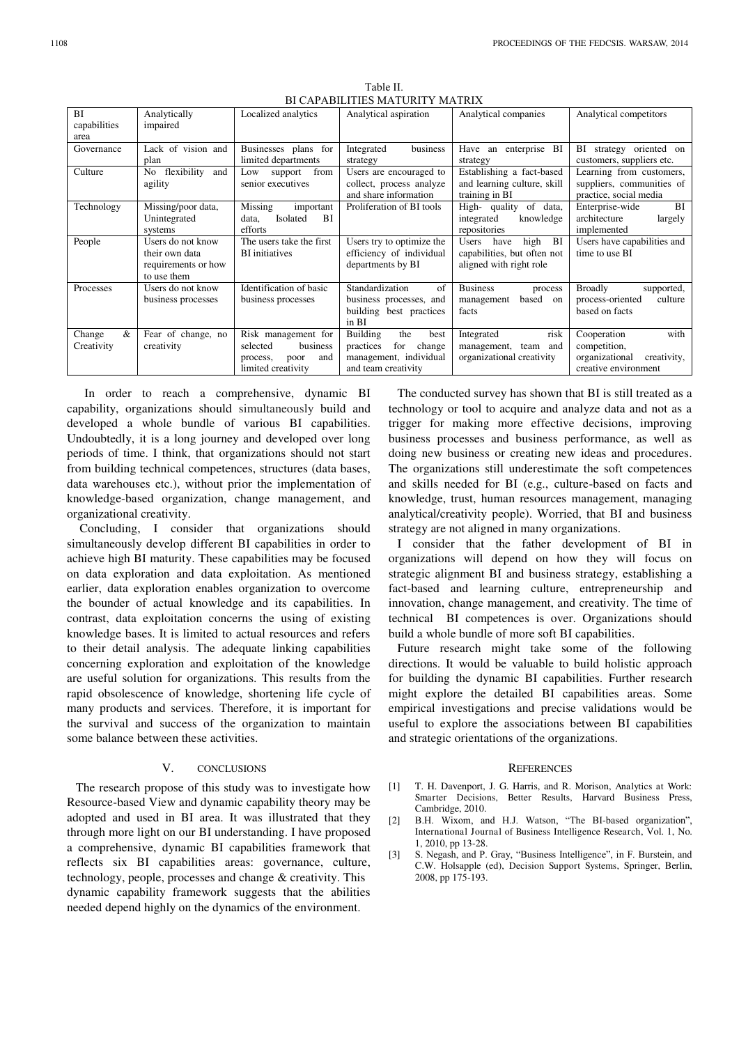Table II.
BI CAPABILITIES MATURITY MATRIX

| BI capabilities area | Analytically impaired | Localized analytics | Analytical aspiration | Analytical companies | Analytical competitors |
|---|---|---|---|---|---|
| Governance | Lack of vision and plan | Businesses plans for limited departments | Integrated business strategy | Have an enterprise BI strategy | BI strategy oriented on customers, suppliers etc. |
| Culture | No flexibility and agility | Low support from senior executives | Users are encouraged to collect, process analyze and share information | Establishing a fact-based and learning culture, skill training in BI | Learning from customers, suppliers, communities of practice, social media |
| Technology | Missing/poor data, Unintegrated systems | Missing important data, Isolated BI efforts | Proliferation of BI tools | High- quality of data, integrated knowledge repositories | Enterprise-wide BI architecture largely implemented |
| People | Users do not know their own data requirements or how to use them | The users take the first BI initiatives | Users try to optimize the efficiency of individual departments by BI | Users have high BI capabilities, but often not aligned with right role | Users have capabilities and time to use BI |
| Processes | Users do not know business processes | Identification of basic business processes | Standardization of business processes, and building best practices in BI | Business process management based on facts | Broadly supported, process-oriented culture based on facts |
| Change & Creativity | Fear of change, no creativity | Risk management for selected business process, poor and limited creativity | Building the best practices for change management, individual and team creativity | Integrated risk management, team and organizational creativity | Cooperation with competition, organizational creativity, creative environment |

In order to reach a comprehensive, dynamic BI capability, organizations should simultaneously build and developed a whole bundle of various BI capabilities. Undoubtedly, it is a long journey and developed over long periods of time. I think, that organizations should not start from building technical competences, structures (data bases, data warehouses etc.), without prior the implementation of knowledge-based organization, change management, and organizational creativity.

Concluding, I consider that organizations should simultaneously develop different BI capabilities in order to achieve high BI maturity. These capabilities may be focused on data exploration and data exploitation. As mentioned earlier, data exploration enables organization to overcome the bounder of actual knowledge and its capabilities. In contrast, data exploitation concerns the using of existing knowledge bases. It is limited to actual resources and refers to their detail analysis. The adequate linking capabilities concerning exploration and exploitation of the knowledge are useful solution for organizations. This results from the rapid obsolescence of knowledge, shortening life cycle of many products and services. Therefore, it is important for the survival and success of the organization to maintain some balance between these activities.

## V. CONCLUSIONS

The research propose of this study was to investigate how Resource-based View and dynamic capability theory may be adopted and used in BI area. It was illustrated that they through more light on our BI understanding. I have proposed a comprehensive, dynamic BI capabilities framework that reflects six BI capabilities areas: governance, culture, technology, people, processes and change & creativity. This dynamic capability framework suggests that the abilities needed depend highly on the dynamics of the environment.

The conducted survey has shown that BI is still treated as a technology or tool to acquire and analyze data and not as a trigger for making more effective decisions, improving business processes and business performance, as well as doing new business or creating new ideas and procedures. The organizations still underestimate the soft competences and skills needed for BI (e.g., culture-based on facts and knowledge, trust, human resources management, managing analytical/creativity people). Worried, that BI and business strategy are not aligned in many organizations.

I consider that the father development of BI in organizations will depend on how they will focus on strategic alignment BI and business strategy, establishing a fact-based and learning culture, entrepreneurship and innovation, change management, and creativity. The time of technical BI competences is over. Organizations should build a whole bundle of more soft BI capabilities.

Future research might take some of the following directions. It would be valuable to build holistic approach for building the dynamic BI capabilities. Further research might explore the detailed BI capabilities areas. Some empirical investigations and precise validations would be useful to explore the associations between BI capabilities and strategic orientations of the organizations.

## REFERENCES

[1] T. H. Davenport, J. G. Harris, and R. Morison, Analytics at Work: Smarter Decisions, Better Results, Harvard Business Press, Cambridge, 2010.

[2] B.H. Wixom, and H.J. Watson, "The BI-based organization", International Journal of Business Intelligence Research, Vol. 1, No. 1, 2010, pp 13-28.

[3] S. Negash, and P. Gray, "Business Intelligence", in F. Burstein, and C.W. Holsapple (ed), Decision Support Systems, Springer, Berlin, 2008, pp 175-193.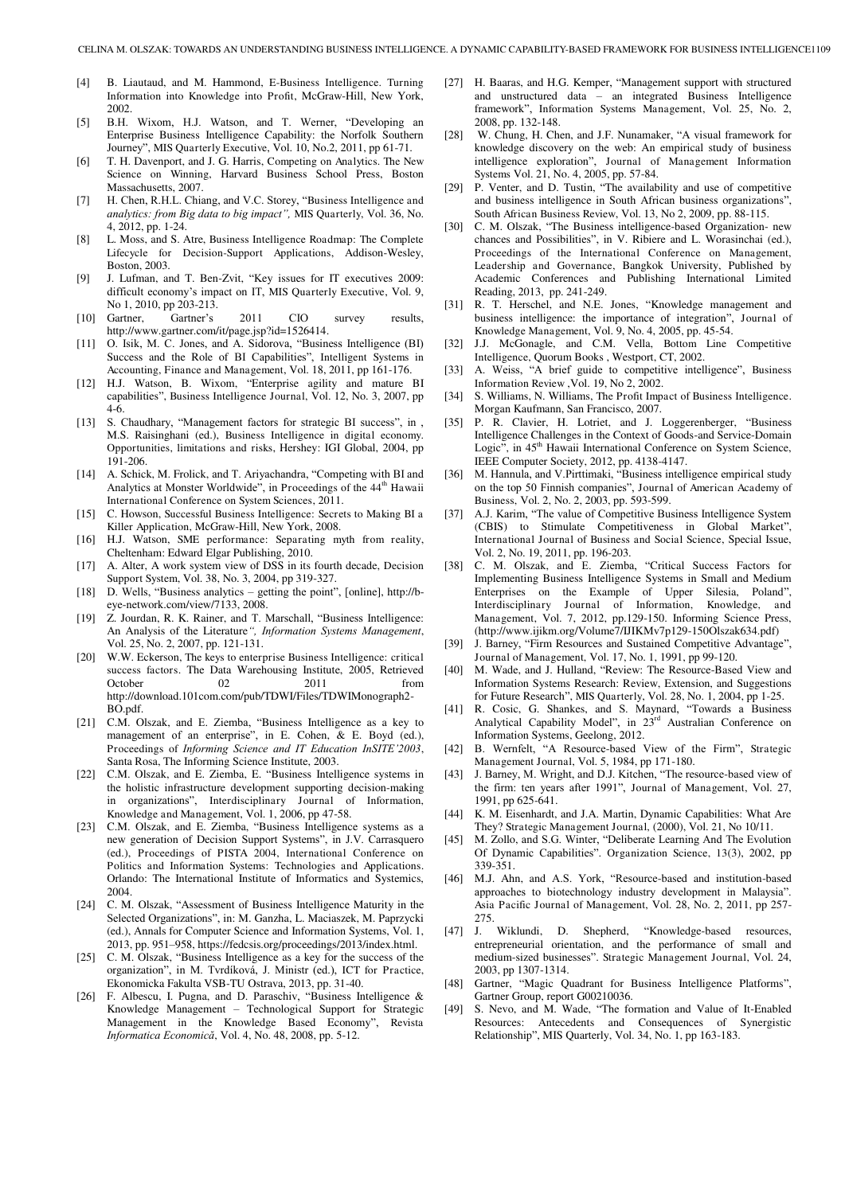[4] B. Liautaud, and M. Hammond, E-Business Intelligence. Turning Information into Knowledge into Profit, McGraw-Hill, New York, 2002.

[5] B.H. Wixom, H.J. Watson, and T. Werner, "Developing an Enterprise Business Intelligence Capability: the Norfolk Southern Journey", MIS Quarterly Executive, Vol. 10, No.2, 2011, pp 61-71.

[6] T. H. Davenport, and J. G. Harris, Competing on Analytics. The New Science on Winning, Harvard Business School Press, Boston Massachusetts, 2007.

[7] H. Chen, R.H.L. Chiang, and V.C. Storey, "Business Intelligence and *analytics: from Big data to big impact",* MIS Quarterly, Vol. 36, No. 4, 2012, pp. 1-24.

[8] L. Moss, and S. Atre, Business Intelligence Roadmap: The Complete Lifecycle for Decision-Support Applications, Addison-Wesley, Boston, 2003.

[9] J. Lufman, and T. Ben-Zvit, "Key issues for IT executives 2009: difficult economy's impact on IT, MIS Quarterly Executive, Vol. 9, No 1, 2010, pp 203-213.

[10] Gartner, Gartner's 2011 CIO survey results, http://www.gartner.com/it/page.jsp?id=1526414.

[11] O. Isik, M. C. Jones, and A. Sidorova, "Business Intelligence (BI) Success and the Role of BI Capabilities", Intelligent Systems in Accounting, Finance and Management, Vol. 18, 2011, pp 161-176.

[12] H.J. Watson, B. Wixom, "Enterprise agility and mature BI capabilities", Business Intelligence Journal, Vol. 12, No. 3, 2007, pp 4-6.

[13] S. Chaudhary, "Management factors for strategic BI success", in , M.S. Raisinghani (ed.), Business Intelligence in digital economy. Opportunities, limitations and risks, Hershey: IGI Global, 2004, pp 191-206.

[14] A. Schick, M. Frolick, and T. Ariyachandra, "Competing with BI and Analytics at Monster Worldwide", in Proceedings of the 44[th] Hawaii International Conference on System Sciences, 2011.

[15] C. Howson, Successful Business Intelligence: Secrets to Making BI a Killer Application, McGraw-Hill, New York, 2008.

[16] H.J. Watson, SME performance: Separating myth from reality, Cheltenham: Edward Elgar Publishing, 2010.

[17] A. Alter, A work system view of DSS in its fourth decade, Decision Support System, Vol. 38, No. 3, 2004, pp 319-327.

[18] D. Wells, "Business analytics – getting the point", [online], http://b-eye-network.com/view/7133, 2008.

[19] Z. Jourdan, R. K. Rainer, and T. Marschall, "Business Intelligence: An Analysis of the Literature*", Information Systems Management*, Vol. 25, No. 2, 2007, pp. 121-131.

[20] W.W. Eckerson, The keys to enterprise Business Intelligence: critical success factors. The Data Warehousing Institute, 2005, Retrieved October 02 2011 from http://download.101com.com/pub/TDWI/Files/TDWIMonograph2-BO.pdf.

[21] C.M. Olszak, and E. Ziemba, "Business Intelligence as a key to management of an enterprise", in E. Cohen, & E. Boyd (ed.), Proceedings of *Informing Science and IT Education InSITE'2003*, Santa Rosa, The Informing Science Institute, 2003.

[22] C.M. Olszak, and E. Ziemba, E. "Business Intelligence systems in the holistic infrastructure development supporting decision-making in organizations", Interdisciplinary Journal of Information, Knowledge and Management, Vol. 1, 2006, pp 47-58.

[23] C.M. Olszak, and E. Ziemba, "Business Intelligence systems as a new generation of Decision Support Systems", in J.V. Carrasquero (ed.), Proceedings of PISTA 2004, International Conference on Politics and Information Systems: Technologies and Applications. Orlando: The International Institute of Informatics and Systemics, 2004.

[24] C. M. Olszak, "Assessment of Business Intelligence Maturity in the Selected Organizations", in: M. Ganzha, L. Maciaszek, M. Paprzycki (ed.), Annals for Computer Science and Information Systems, Vol. 1, 2013, pp. 951–958, https://fedcsis.org/proceedings/2013/index.html.

[25] C. M. Olszak, "Business Intelligence as a key for the success of the organization", in M. Tvrdíková, J. Ministr (ed.), ICT for Practice, Ekonomicka Fakulta VSB-TU Ostrava, 2013, pp. 31-40.

[26] F. Albescu, I. Pugna, and D. Paraschiv, "Business Intelligence & Knowledge Management – Technological Support for Strategic Management in the Knowledge Based Economy", Revista *Informatica Economică*, Vol. 4, No. 48, 2008, pp. 5-12.

[27] H. Baaras, and H.G. Kemper, "Management support with structured and unstructured data – an integrated Business Intelligence framework", Information Systems Management, Vol. 25, No. 2, 2008, pp. 132-148.

[28] W. Chung, H. Chen, and J.F. Nunamaker, "A visual framework for knowledge discovery on the web: An empirical study of business intelligence exploration", Journal of Management Information Systems Vol. 21, No. 4, 2005, pp. 57-84.

[29] P. Venter, and D. Tustin, "The availability and use of competitive and business intelligence in South African business organizations", South African Business Review, Vol. 13, No 2, 2009, pp. 88-115.

[30] C. M. Olszak, "The Business intelligence-based Organization- new chances and Possibilities", in V. Ribiere and L. Worasinchai (ed.), Proceedings of the International Conference on Management, Leadership and Governance, Bangkok University, Published by Academic Conferences and Publishing International Limited Reading, 2013, pp. 241-249.

[31] R. T. Herschel, and N.E. Jones, "Knowledge management and business intelligence: the importance of integration", Journal of Knowledge Management, Vol. 9, No. 4, 2005, pp. 45-54.

[32] J.J. McGonagle, and C.M. Vella, Bottom Line Competitive Intelligence, Quorum Books , Westport, CT, 2002.

[33] A. Weiss, "A brief guide to competitive intelligence", Business Information Review ,Vol. 19, No 2, 2002.

[34] S. Williams, N. Williams, The Profit Impact of Business Intelligence. Morgan Kaufmann, San Francisco, 2007.

[35] P. R. Clavier, H. Lotriet, and J. Loggerenberger, "Business Intelligence Challenges in the Context of Goods-and Service-Domain Logic", in 45[th] Hawaii International Conference on System Science, IEEE Computer Society, 2012, pp. 4138-4147.

[36] M. Hannula, and V.Pirttimaki, "Business intelligence empirical study on the top 50 Finnish companies", Journal of American Academy of Business, Vol. 2, No. 2, 2003, pp. 593-599.

[37] A.J. Karim, "The value of Competitive Business Intelligence System (CBIS) to Stimulate Competitiveness in Global Market", International Journal of Business and Social Science, Special Issue, Vol. 2, No. 19, 2011, pp. 196-203.

[38] C. M. Olszak, and E. Ziemba, "Critical Success Factors for Implementing Business Intelligence Systems in Small and Medium Enterprises on the Example of Upper Silesia, Poland", Interdisciplinary Journal of Information, Knowledge, and Management, Vol. 7, 2012, pp.129-150. Informing Science Press, (http://www.ijikm.org/Volume7/IJIKMv7p129-150Olszak634.pdf)

[39] J. Barney, "Firm Resources and Sustained Competitive Advantage", Journal of Management, Vol. 17, No. 1, 1991, pp 99-120.

[40] M. Wade, and J. Hulland, "Review: The Resource-Based View and Information Systems Research: Review, Extension, and Suggestions for Future Research", MIS Quarterly, Vol. 28, No. 1, 2004, pp 1-25.

[41] R. Cosic, G. Shankes, and S. Maynard, "Towards a Business Analytical Capability Model", in 23[rd] Australian Conference on Information Systems, Geelong, 2012.

[42] B. Wernfelt, "A Resource-based View of the Firm", Strategic Management Journal, Vol. 5, 1984, pp 171-180.

[43] J. Barney, M. Wright, and D.J. Kitchen, "The resource-based view of the firm: ten years after 1991", Journal of Management, Vol. 27, 1991, pp 625-641.

[44] K. M. Eisenhardt, and J.A. Martin, Dynamic Capabilities: What Are They? Strategic Management Journal, (2000), Vol. 21, No 10/11.

[45] M. Zollo, and S.G. Winter, "Deliberate Learning And The Evolution Of Dynamic Capabilities". Organization Science, 13(3), 2002, pp 339-351.

[46] M.J. Ahn, and A.S. York, "Resource-based and institution-based approaches to biotechnology industry development in Malaysia". Asia Pacific Journal of Management, Vol. 28, No. 2, 2011, pp 257-275.

[47] J. Wiklundi, D. Shepherd, "Knowledge-based resources, entrepreneurial orientation, and the performance of small and medium-sized businesses". Strategic Management Journal, Vol. 24, 2003, pp 1307-1314.

[48] Gartner, "Magic Quadrant for Business Intelligence Platforms", Gartner Group, report G00210036.

[49] S. Nevo, and M. Wade, "The formation and Value of It-Enabled Resources: Antecedents and Consequences of Synergistic Relationship", MIS Quarterly, Vol. 34, No. 1, pp 163-183.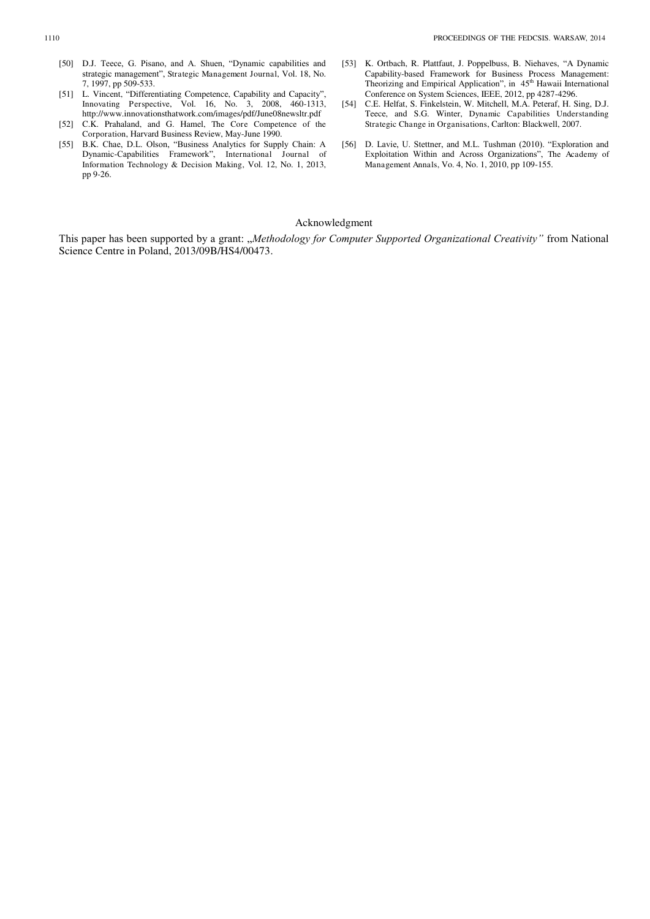[50] D.J. Teece, G. Pisano, and A. Shuen, "Dynamic capabilities and strategic management", Strategic Management Journal, Vol. 18, No. 7, 1997, pp 509-533.

[51] L. Vincent, "Differentiating Competence, Capability and Capacity", Innovating Perspective, Vol. 16, No. 3, 2008, 460-1313, http://www.innovationsthatwork.com/images/pdf/June08newsltr.pdf

[52] C.K. Prahaland, and G. Hamel, The Core Competence of the Corporation, Harvard Business Review, May-June 1990.

[55] B.K. Chae, D.L. Olson, "Business Analytics for Supply Chain: A Dynamic-Capabilities Framework", International Journal of Information Technology & Decision Making, Vol. 12, No. 1, 2013, pp 9-26.

[53] K. Ortbach, R. Plattfaut, J. Poppelbuss, B. Niehaves, "A Dynamic Capability-based Framework for Business Process Management: Theorizing and Empirical Application", in 45th Hawaii International Conference on System Sciences, IEEE, 2012, pp 4287-4296.

[54] C.E. Helfat, S. Finkelstein, W. Mitchell, M.A. Peteraf, H. Sing, D.J. Teece, and S.G. Winter, Dynamic Capabilities Understanding Strategic Change in Organisations, Carlton: Blackwell, 2007.

[56] D. Lavie, U. Stettner, and M.L. Tushman (2010). "Exploration and Exploitation Within and Across Organizations", The Academy of Management Annals, Vo. 4, No. 1, 2010, pp 109-155.

## Acknowledgment

This paper has been supported by a grant: „*Methodology for Computer Supported Organizational Creativity"* from National Science Centre in Poland, 2013/09B/HS4/00473.